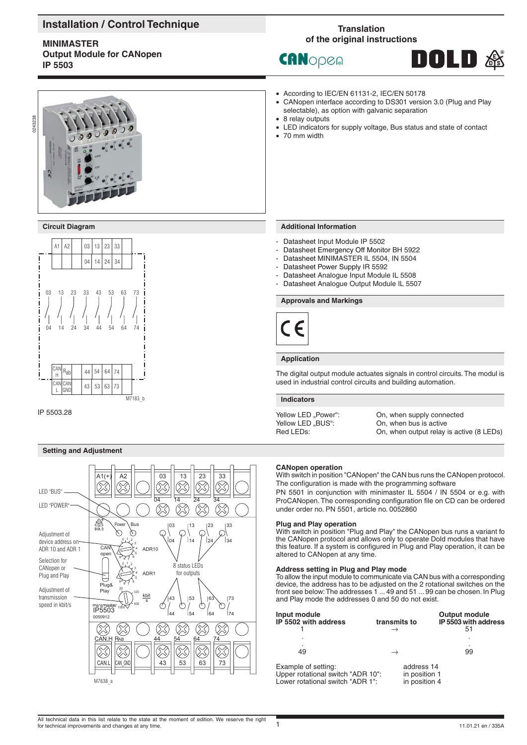# Installation / Control Technique

**MINIMASTER**
**Output Module for CANopen**
**IP 5503**

Translation
of the original instructions

- According to IEC/EN 61131-2, IEC/EN 50178
- CANopen interface according to DS301 version 3.0 (Plug and Play selectable), as option with galvanic separation
- 8 relay outputs
- LED indicators for supply voltage, Bus status and state of contact
- 70 mm width

## Circuit Diagram

IP 5503.28

## Additional Information

- Datasheet Input Module IP 5502
- Datasheet Emergency Off Monitor BH 5922
- Datasheet MINIMASTER IL 5504, IN 5504
- Datasheet Power Supply IR 5592
- Datasheet Analogue Input Module IL 5508
- Datasheet Analogue Output Module IL 5507

## Approvals and Markings

## Application

The digital output module actuates signals in control circuits. The modul is used in industrial control circuits and building automation.

## Indicators

| | |
|---|---|
| Yellow LED „Power": | On, when supply connected |
| Yellow LED „BUS": | On, when bus is active |
| Red LEDs: | On, when output relay is active (8 LEDs) |

## Setting and Adjustment

### CANopen operation

With switch in position "CANopen" the CAN bus runs the CANopen protocol. The configuration is made with the programming software PN 5501 in conjunction with minimaster IL 5504 / IN 5504 or e.g. with ProCANopen. The corresponding configuration file on CD can be ordered under order no. PN 5501, article no. 0052860

### Plug and Play operation

With switch in position "Plug and Play" the CANopen bus runs a variant fo the CANopen protocol and allows only to operate Dold modules that have this feature. If a system is configured in Plug and Play operation, it can be altered to CANopen at any time.

### Address setting in Plug and Play mode

To allow the input module to communicate via CAN bus with a corresponding device, the address has to be adjusted on the 2 rotational switches on the front see below: The addresses 1 ... 49 and 51 ... 99 can be chosen. In Plug and Play mode the addresses 0 and 50 do not exist.

| Input module IP 5502 with address | transmits to | Output module IP 5503 with address |
|---|---|---|
| 1 | → | 51 |
| . | | . |
| . | | . |
| 49 | → | 99 |

Example of setting: address 14
Upper rotational switch "ADR 10": in position 1
Lower rotational switch "ADR 1": in position 4

All technical data in this list relate to the state at the moment of edition. We reserve the right for technical improvements and changes at any time.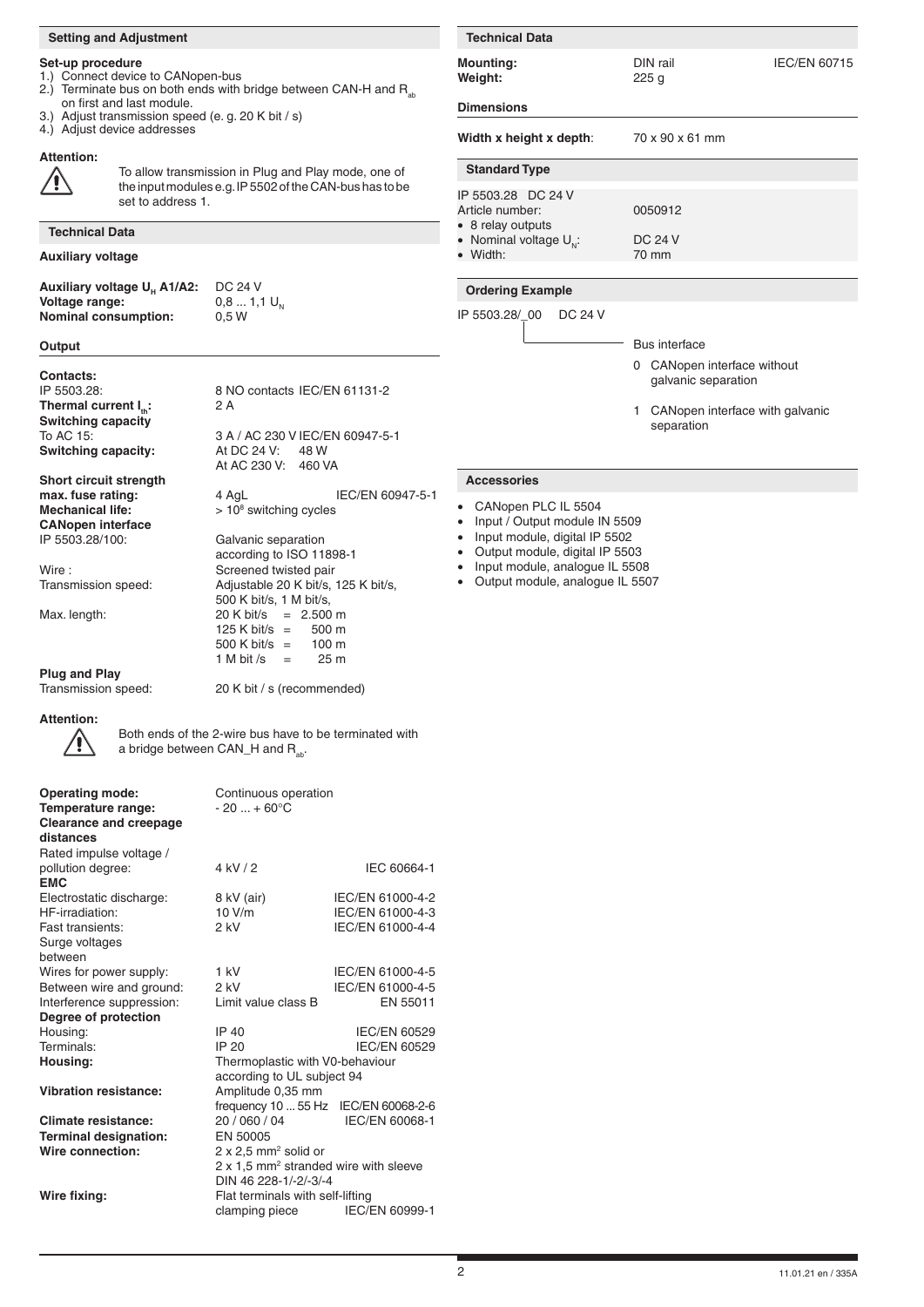## Setting and Adjustment

**Set-up procedure**

1.) Connect device to CANopen-bus
2.) Terminate bus on both ends with bridge between CAN-H and $R_{ab}$ on first and last module.
3.) Adjust transmission speed (e. g. 20 K bit / s)
4.) Adjust device addresses

**Attention:**

To allow transmission in Plug and Play mode, one of the input modules e.g. IP 5502 of the CAN-bus has to be set to address 1.

## Technical Data

**Auxiliary voltage**

| | | |
|---|---|---|
| **Auxiliary voltage $U_H$ A1/A2:** | DC 24 V | |
| **Voltage range:** | 0,8 ... 1,1 $U_N$ | |
| **Nominal consumption:** | 0,5 W | |

**Output**

| | | |
|---|---|---|
| **Contacts:** | | |
| IP 5503.28: | 8 NO contacts IEC/EN 61131-2 | |
| **Thermal current $I_{th}$:** | 2 A | |
| **Switching capacity** | | |
| To AC 15: | 3 A / AC 230 V IEC/EN 60947-5-1 | |
| **Switching capacity:** | At DC 24 V: 48 W | |
| | At AC 230 V: 460 VA | |
| **Short circuit strength** | | |
| **max. fuse rating:** | 4 AgL | IEC/EN 60947-5-1 |
| **Mechanical life:** | > $10^8$ switching cycles | |
| **CANopen interface** | | |
| IP 5503.28/100: | Galvanic separation according to ISO 11898-1 | |
| Wire : | Screened twisted pair | |
| Transmission speed: | Adjustable 20 K bit/s, 125 K bit/s, 500 K bit/s, 1 M bit/s, | |
| Max. length: | 20 K bit/s = 2.500 m | |
| | 125 K bit/s = 500 m | |
| | 500 K bit/s = 100 m | |
| | 1 M bit /s = 25 m | |
| **Plug and Play** | | |
| Transmission speed: | 20 K bit / s (recommended) | |

**Attention:**

Both ends of the 2-wire bus have to be terminated with a bridge between CAN_H and $R_{ab}$.

| | | |
|---|---|---|
| **Operating mode:** | Continuous operation | |
| **Temperature range:** | - 20 ... + 60°C | |
| **Clearance and creepage distances** | | |
| Rated impulse voltage / pollution degree: | 4 kV / 2 | IEC 60664-1 |
| **EMC** | | |
| Electrostatic discharge: | 8 kV (air) | IEC/EN 61000-4-2 |
| HF-irradiation: | 10 V/m | IEC/EN 61000-4-3 |
| Fast transients: | 2 kV | IEC/EN 61000-4-4 |
| Surge voltages between | | |
| Wires for power supply: | 1 kV | IEC/EN 61000-4-5 |
| Between wire and ground: | 2 kV | IEC/EN 61000-4-5 |
| Interference suppression: | Limit value class B | EN 55011 |
| **Degree of protection** | | |
| Housing: | IP 40 | IEC/EN 60529 |
| Terminals: | IP 20 | IEC/EN 60529 |
| **Housing:** | Thermoplastic with V0-behaviour according to UL subject 94 | |
| **Vibration resistance:** | Amplitude 0,35 mm frequency 10 ... 55 Hz | IEC/EN 60068-2-6 |
| **Climate resistance:** | 20 / 060 / 04 | IEC/EN 60068-1 |
| **Terminal designation:** | EN 50005 | |
| **Wire connection:** | 2 x 2,5 mm² solid or 2 x 1,5 mm² stranded wire with sleeve DIN 46 228-1/-2/-3/-4 | |
| **Wire fixing:** | Flat terminals with self-lifting clamping piece | IEC/EN 60999-1 |

## Technical Data

| | | |
|---|---|---|
| **Mounting:** | DIN rail | IEC/EN 60715 |
| **Weight:** | 225 g | |

**Dimensions**

| | |
|---|---|
| **Width x height x depth:** | 70 x 90 x 61 mm |

## Standard Type

IP 5503.28 DC 24 V

| | |
|---|---|
| Article number: | 0050912 |
| • 8 relay outputs | |
| • Nominal voltage $U_N$: | DC 24 V |
| • Width: | 70 mm |

## Ordering Example

IP 5503.28/_00 DC 24 V

Bus interface

- 0 CANopen interface without galvanic separation
- 1 CANopen interface with galvanic separation

## Accessories

- CANopen PLC IL 5504
- Input / Output module IN 5509
- Input module, digital IP 5502
- Output module, digital IP 5503
- Input module, analogue IL 5508
- Output module, analogue IL 5507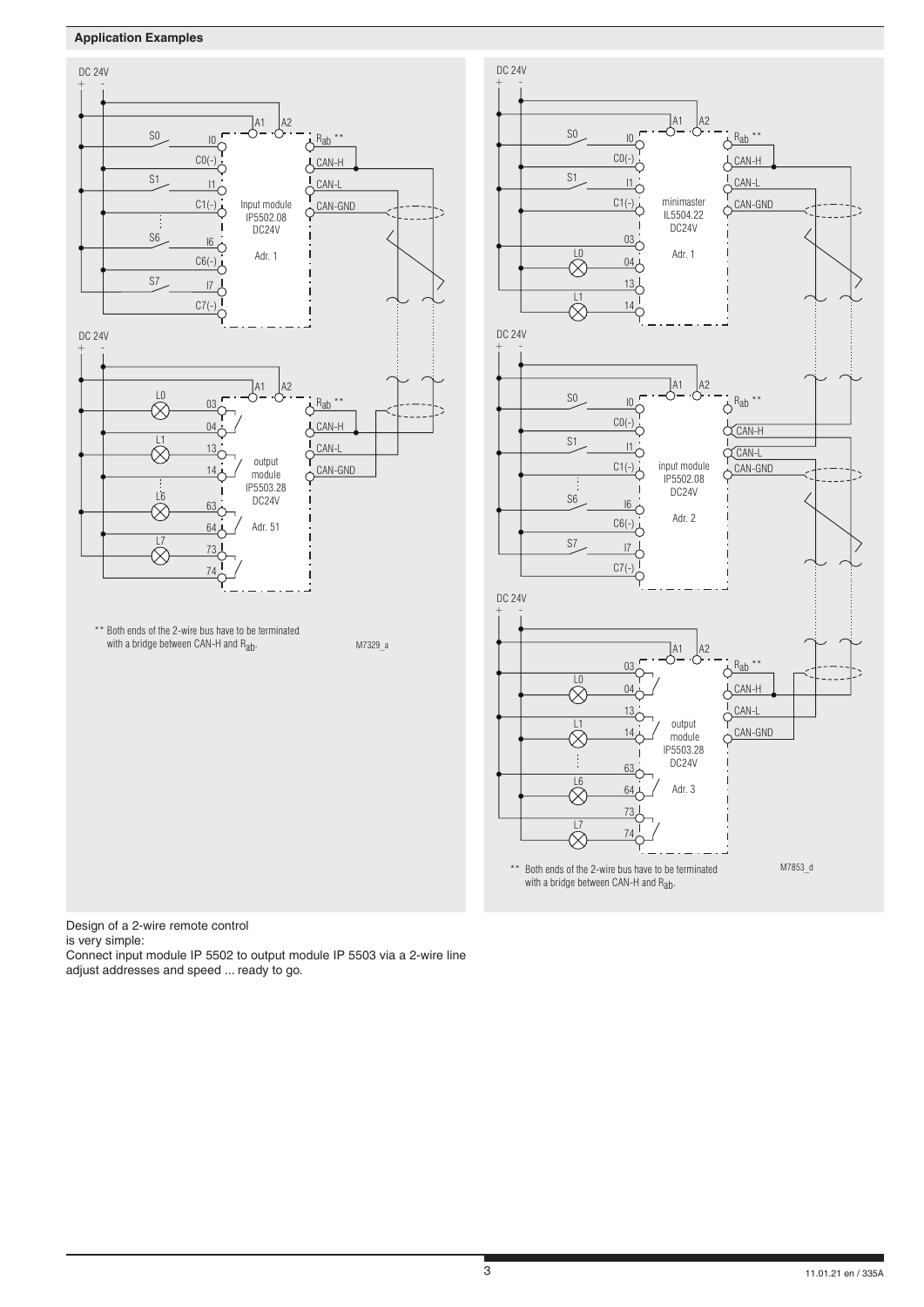## Application Examples

DC 24V

Input module IP5502.08 DC24V Adr. 1

output module IP5503.28 DC24V Adr. 51

** Both ends of the 2-wire bus have to be terminated with a bridge between CAN-H and $R_{ab}$.

M7329_a

DC 24V

minimaster IL5504.22 DC24V Adr. 1

input module IP5502.08 DC24V Adr. 2

output module IP5503.28 DC24V Adr. 3

** Both ends of the 2-wire bus have to be terminated with a bridge between CAN-H and $R_{ab}$.

M7853_d

Design of a 2-wire remote control
is very simple:
Connect input module IP 5502 to output module IP 5503 via a 2-wire line
adjust addresses and speed ... ready to go.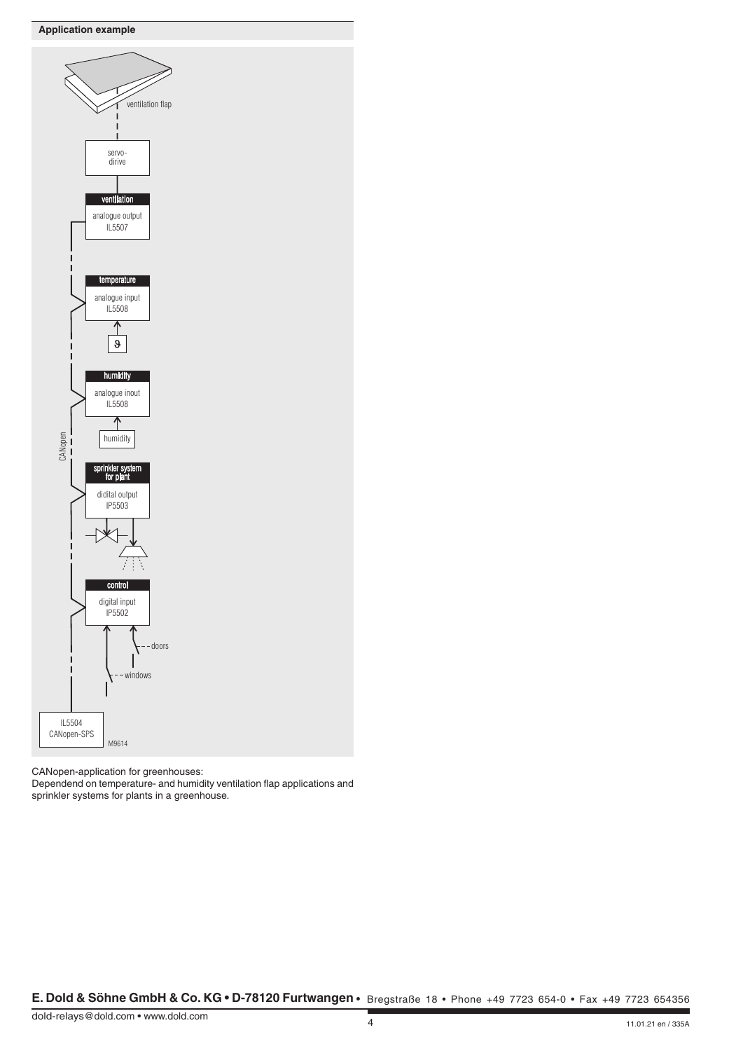## Application example

ventilation flap

servo-
dirive

ventilation
analogue output
IL5507

temperature
analogue input
IL5508

ϑ

humidity
analogue inout
IL5508

humidity

CANopen

sprinkler system
for plant
didital output
IP5503

control
digital input
IP5502

doors

windows

IL5504
CANopen-SPS

M9614

CANopen-application for greenhouses:
Dependend on temperature- and humidity ventilation flap applications and sprinkler systems for plants in a greenhouse.